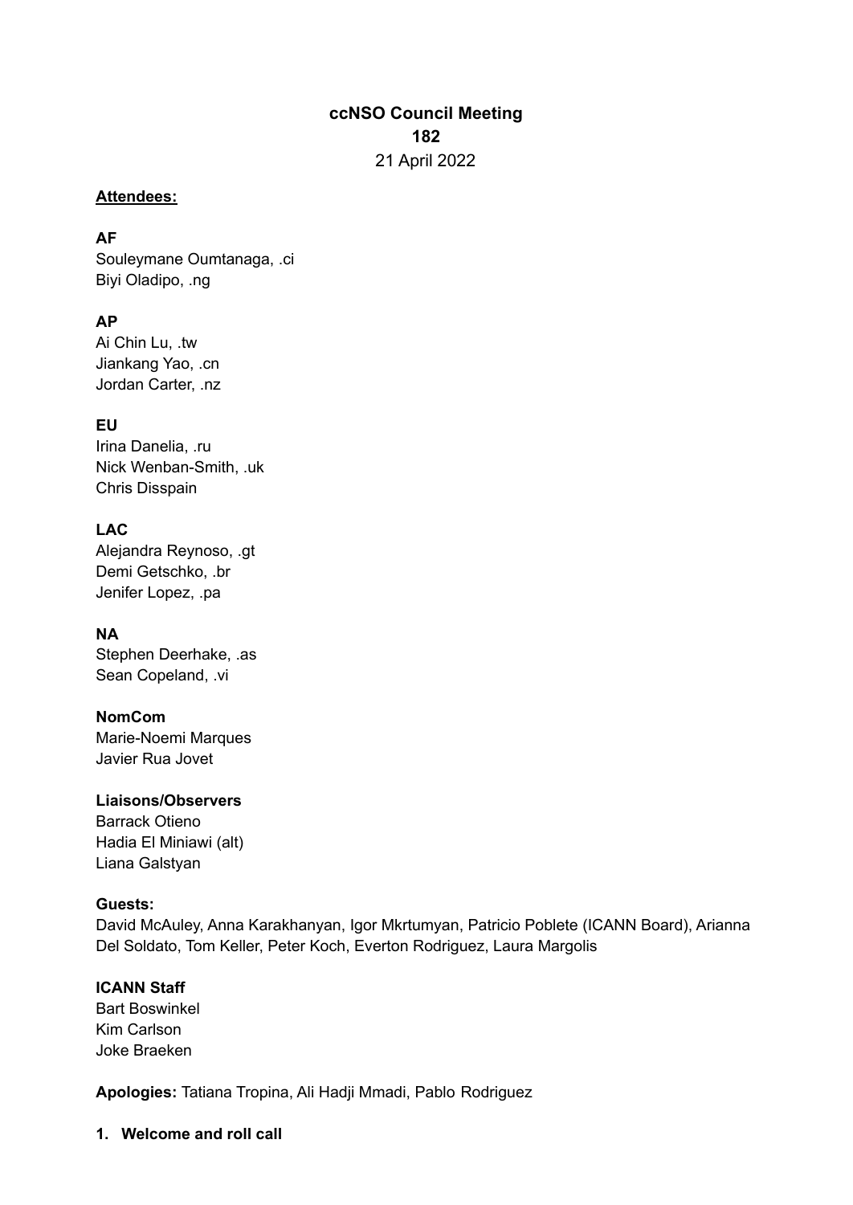**ccNSO Council Meeting**
**182**
21 April 2022

**Attendees:**

**AF**
Souleymane Oumtanaga, .ci
Biyi Oladipo, .ng

**AP**
Ai Chin Lu, .tw
Jiankang Yao, .cn
Jordan Carter, .nz

**EU**
Irina Danelia, .ru
Nick Wenban-Smith, .uk
Chris Disspain

**LAC**
Alejandra Reynoso, .gt
Demi Getschko, .br
Jenifer Lopez, .pa

**NA**
Stephen Deerhake, .as
Sean Copeland, .vi

**NomCom**
Marie-Noemi Marques
Javier Rua Jovet

**Liaisons/Observers**
Barrack Otieno
Hadia El Miniawi (alt)
Liana Galstyan

**Guests:**
David McAuley, Anna Karakhanyan, Igor Mkrtumyan, Patricio Poblete (ICANN Board), Arianna Del Soldato, Tom Keller, Peter Koch, Everton Rodriguez, Laura Margolis

**ICANN Staff**
Bart Boswinkel
Kim Carlson
Joke Braeken

**Apologies:** Tatiana Tropina, Ali Hadji Mmadi, Pablo Rodriguez

1. **Welcome and roll call**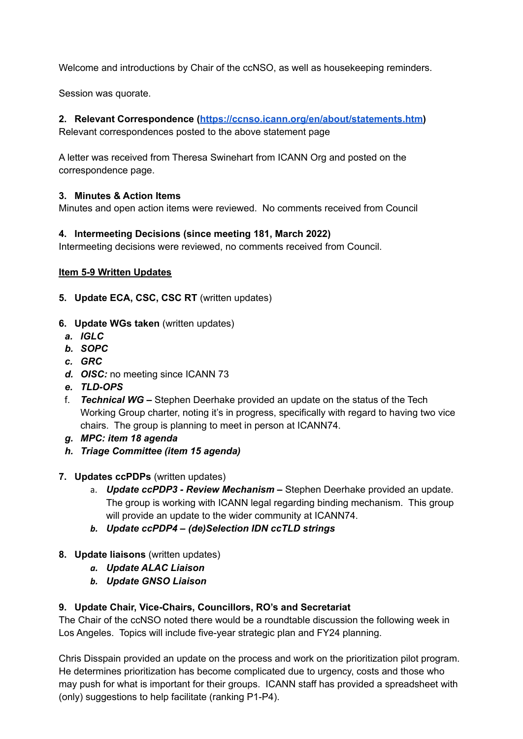Welcome and introductions by Chair of the ccNSO, as well as housekeeping reminders.

Session was quorate.

**2. Relevant Correspondence ([https://ccnso.icann.org/en/about/statements.htm](https://ccnso.icann.org/en/about/statements.htm))**
Relevant correspondences posted to the above statement page

A letter was received from Theresa Swinehart from ICANN Org and posted on the correspondence page.

**3. Minutes & Action Items**
Minutes and open action items were reviewed. No comments received from Council

**4. Intermeeting Decisions (since meeting 181, March 2022)**
Intermeeting decisions were reviewed, no comments received from Council.

**Item 5-9 Written Updates**

**5. Update ECA, CSC, CSC RT** (written updates)

**6. Update WGs taken** (written updates)

- ***a. IGLC***
- ***b. SOPC***
- ***c. GRC***
- ***d. OISC:*** no meeting since ICANN 73
- ***e. TLD-OPS***
- f. ***Technical WG –*** Stephen Deerhake provided an update on the status of the Tech Working Group charter, noting it's in progress, specifically with regard to having two vice chairs. The group is planning to meet in person at ICANN74.
- ***g. MPC: item 18 agenda***
- ***h. Triage Committee (item 15 agenda)***

**7. Updates ccPDPs** (written updates)

- a. ***Update ccPDP3 - Review Mechanism –*** Stephen Deerhake provided an update. The group is working with ICANN legal regarding binding mechanism. This group will provide an update to the wider community at ICANN74.
- ***b. Update ccPDP4 – (de)Selection IDN ccTLD strings***

**8. Update liaisons** (written updates)

- ***a. Update ALAC Liaison***
- ***b. Update GNSO Liaison***

**9. Update Chair, Vice-Chairs, Councillors, RO's and Secretariat**
The Chair of the ccNSO noted there would be a roundtable discussion the following week in Los Angeles. Topics will include five-year strategic plan and FY24 planning.

Chris Disspain provided an update on the process and work on the prioritization pilot program. He determines prioritization has become complicated due to urgency, costs and those who may push for what is important for their groups. ICANN staff has provided a spreadsheet with (only) suggestions to help facilitate (ranking P1-P4).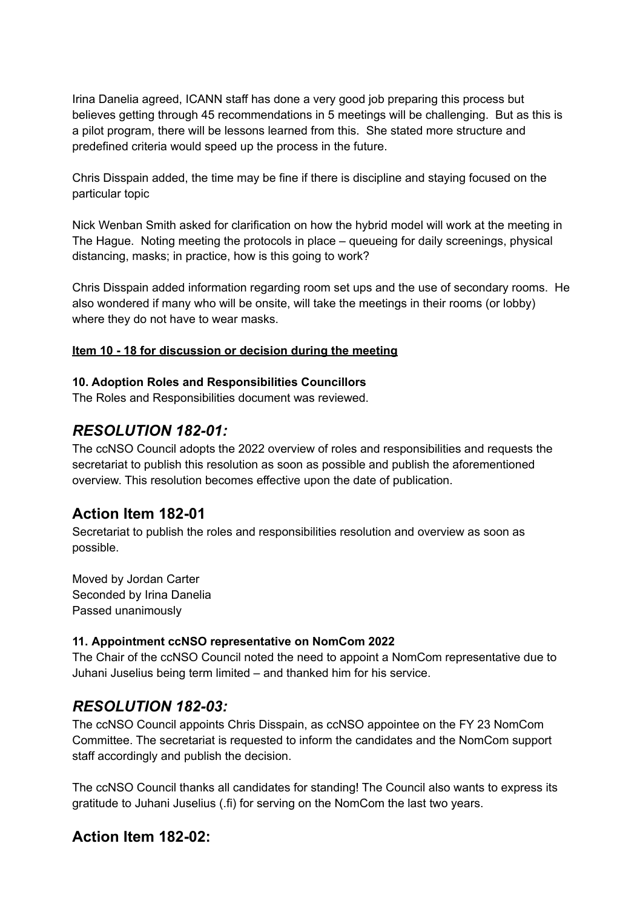Irina Danelia agreed, ICANN staff has done a very good job preparing this process but believes getting through 45 recommendations in 5 meetings will be challenging. But as this is a pilot program, there will be lessons learned from this. She stated more structure and predefined criteria would speed up the process in the future.

Chris Disspain added, the time may be fine if there is discipline and staying focused on the particular topic

Nick Wenban Smith asked for clarification on how the hybrid model will work at the meeting in The Hague. Noting meeting the protocols in place – queueing for daily screenings, physical distancing, masks; in practice, how is this going to work?

Chris Disspain added information regarding room set ups and the use of secondary rooms. He also wondered if many who will be onsite, will take the meetings in their rooms (or lobby) where they do not have to wear masks.

**Item 10 - 18 for discussion or decision during the meeting**

**10. Adoption Roles and Responsibilities Councillors**

The Roles and Responsibilities document was reviewed.

## *RESOLUTION 182-01:*

The ccNSO Council adopts the 2022 overview of roles and responsibilities and requests the secretariat to publish this resolution as soon as possible and publish the aforementioned overview. This resolution becomes effective upon the date of publication.

## Action Item 182-01

Secretariat to publish the roles and responsibilities resolution and overview as soon as possible.

Moved by Jordan Carter
Seconded by Irina Danelia
Passed unanimously

**11. Appointment ccNSO representative on NomCom 2022**

The Chair of the ccNSO Council noted the need to appoint a NomCom representative due to Juhani Juselius being term limited – and thanked him for his service.

## *RESOLUTION 182-03:*

The ccNSO Council appoints Chris Disspain, as ccNSO appointee on the FY 23 NomCom Committee. The secretariat is requested to inform the candidates and the NomCom support staff accordingly and publish the decision.

The ccNSO Council thanks all candidates for standing! The Council also wants to express its gratitude to Juhani Juselius (.fi) for serving on the NomCom the last two years.

## Action Item 182-02: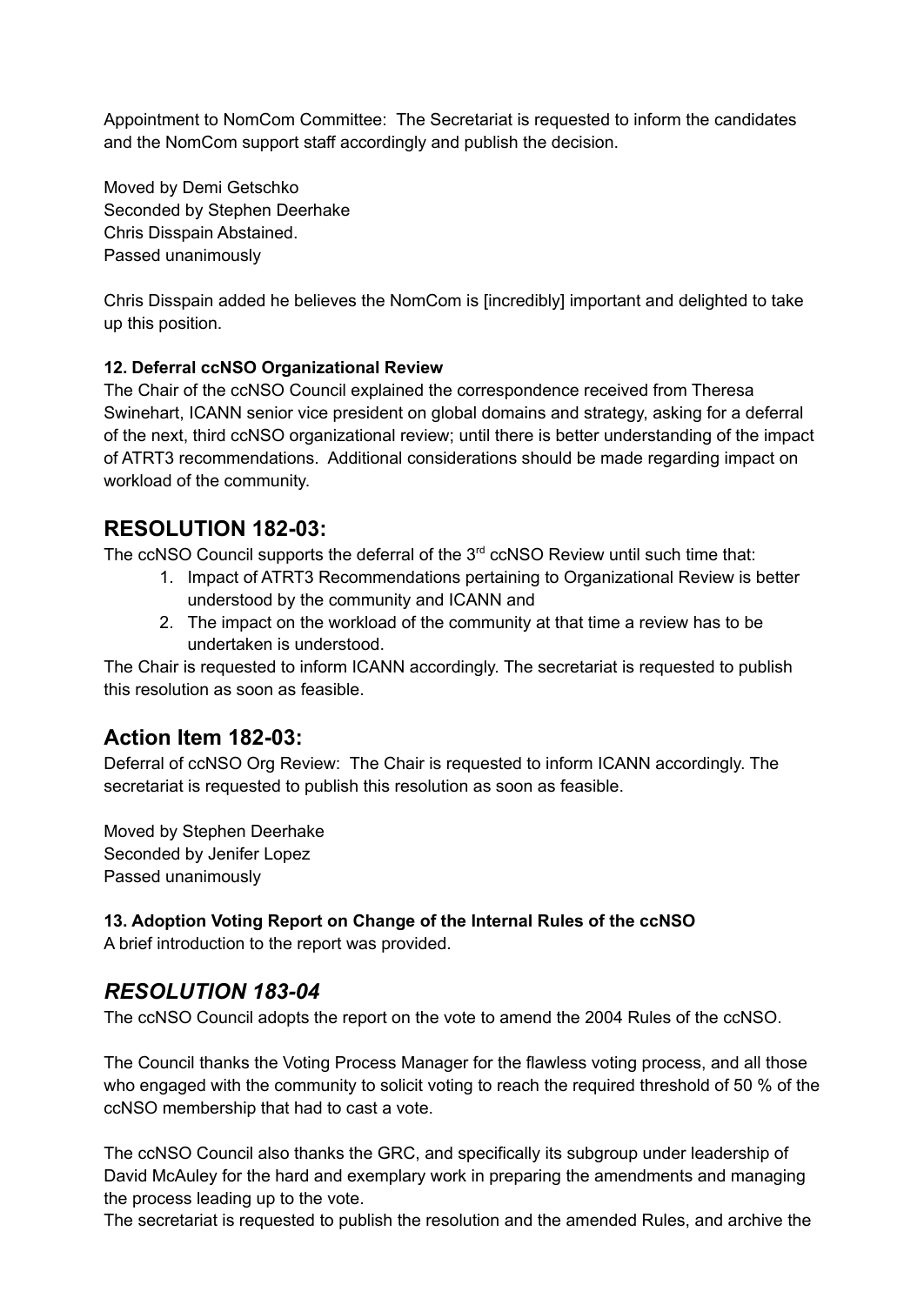Appointment to NomCom Committee: The Secretariat is requested to inform the candidates and the NomCom support staff accordingly and publish the decision.

Moved by Demi Getschko
Seconded by Stephen Deerhake
Chris Disspain Abstained.
Passed unanimously

Chris Disspain added he believes the NomCom is [incredibly] important and delighted to take up this position.

**12. Deferral ccNSO Organizational Review**

The Chair of the ccNSO Council explained the correspondence received from Theresa Swinehart, ICANN senior vice president on global domains and strategy, asking for a deferral of the next, third ccNSO organizational review; until there is better understanding of the impact of ATRT3 recommendations. Additional considerations should be made regarding impact on workload of the community.

## RESOLUTION 182-03:

The ccNSO Council supports the deferral of the 3rd ccNSO Review until such time that:

1. Impact of ATRT3 Recommendations pertaining to Organizational Review is better understood by the community and ICANN and
2. The impact on the workload of the community at that time a review has to be undertaken is understood.

The Chair is requested to inform ICANN accordingly. The secretariat is requested to publish this resolution as soon as feasible.

## Action Item 182-03:

Deferral of ccNSO Org Review: The Chair is requested to inform ICANN accordingly. The secretariat is requested to publish this resolution as soon as feasible.

Moved by Stephen Deerhake
Seconded by Jenifer Lopez
Passed unanimously

**13. Adoption Voting Report on Change of the Internal Rules of the ccNSO**

A brief introduction to the report was provided.

## *RESOLUTION 183-04*

The ccNSO Council adopts the report on the vote to amend the 2004 Rules of the ccNSO.

The Council thanks the Voting Process Manager for the flawless voting process, and all those who engaged with the community to solicit voting to reach the required threshold of 50 % of the ccNSO membership that had to cast a vote.

The ccNSO Council also thanks the GRC, and specifically its subgroup under leadership of David McAuley for the hard and exemplary work in preparing the amendments and managing the process leading up to the vote.
The secretariat is requested to publish the resolution and the amended Rules, and archive the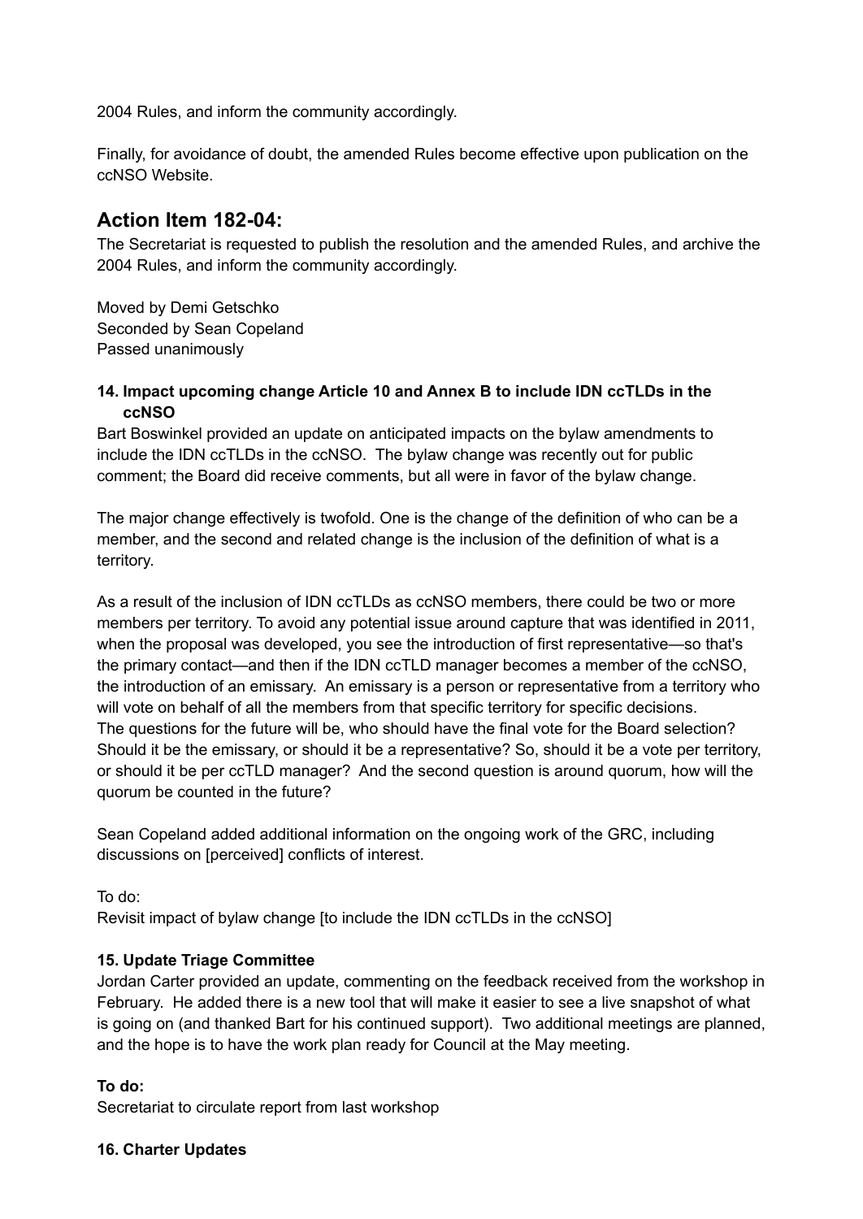2004 Rules, and inform the community accordingly.

Finally, for avoidance of doubt, the amended Rules become effective upon publication on the ccNSO Website.

## Action Item 182-04:

The Secretariat is requested to publish the resolution and the amended Rules, and archive the 2004 Rules, and inform the community accordingly.

Moved by Demi Getschko
Seconded by Sean Copeland
Passed unanimously

**14. Impact upcoming change Article 10 and Annex B to include IDN ccTLDs in the ccNSO**

Bart Boswinkel provided an update on anticipated impacts on the bylaw amendments to include the IDN ccTLDs in the ccNSO. The bylaw change was recently out for public comment; the Board did receive comments, but all were in favor of the bylaw change.

The major change effectively is twofold. One is the change of the definition of who can be a member, and the second and related change is the inclusion of the definition of what is a territory.

As a result of the inclusion of IDN ccTLDs as ccNSO members, there could be two or more members per territory. To avoid any potential issue around capture that was identified in 2011, when the proposal was developed, you see the introduction of first representative—so that's the primary contact—and then if the IDN ccTLD manager becomes a member of the ccNSO, the introduction of an emissary. An emissary is a person or representative from a territory who will vote on behalf of all the members from that specific territory for specific decisions. The questions for the future will be, who should have the final vote for the Board selection? Should it be the emissary, or should it be a representative? So, should it be a vote per territory, or should it be per ccTLD manager? And the second question is around quorum, how will the quorum be counted in the future?

Sean Copeland added additional information on the ongoing work of the GRC, including discussions on [perceived] conflicts of interest.

To do:
Revisit impact of bylaw change [to include the IDN ccTLDs in the ccNSO]

**15. Update Triage Committee**

Jordan Carter provided an update, commenting on the feedback received from the workshop in February. He added there is a new tool that will make it easier to see a live snapshot of what is going on (and thanked Bart for his continued support). Two additional meetings are planned, and the hope is to have the work plan ready for Council at the May meeting.

**To do:**
Secretariat to circulate report from last workshop

**16. Charter Updates**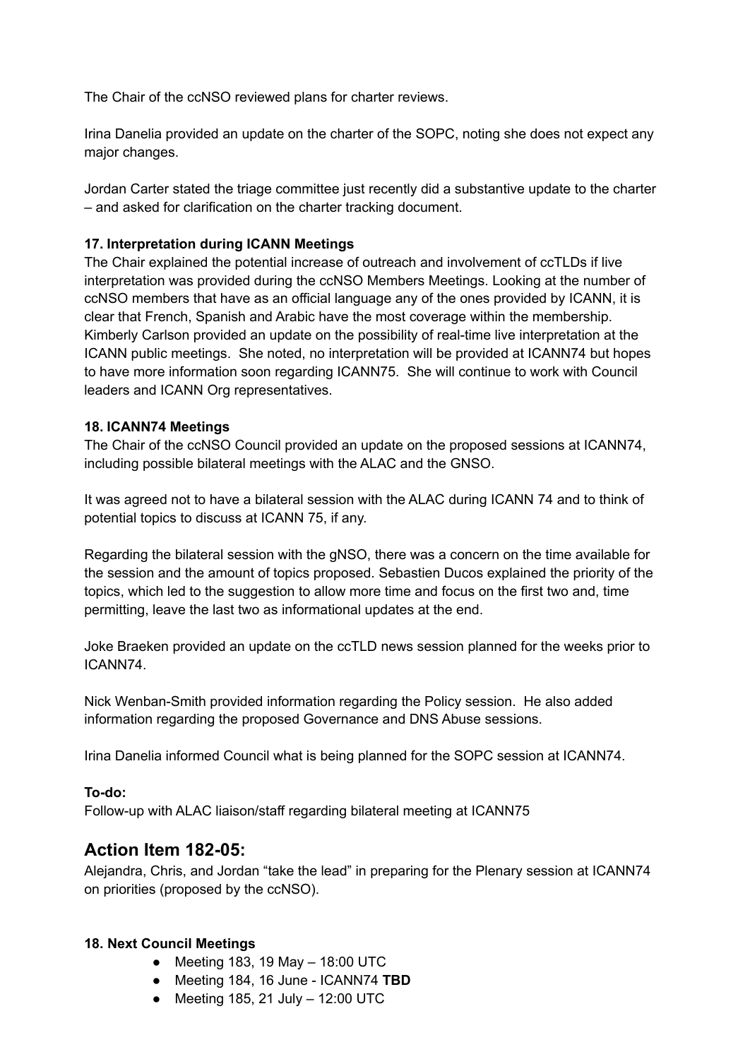The Chair of the ccNSO reviewed plans for charter reviews.

Irina Danelia provided an update on the charter of the SOPC, noting she does not expect any major changes.

Jordan Carter stated the triage committee just recently did a substantive update to the charter – and asked for clarification on the charter tracking document.

**17. Interpretation during ICANN Meetings**

The Chair explained the potential increase of outreach and involvement of ccTLDs if live interpretation was provided during the ccNSO Members Meetings. Looking at the number of ccNSO members that have as an official language any of the ones provided by ICANN, it is clear that French, Spanish and Arabic have the most coverage within the membership. Kimberly Carlson provided an update on the possibility of real-time live interpretation at the ICANN public meetings. She noted, no interpretation will be provided at ICANN74 but hopes to have more information soon regarding ICANN75. She will continue to work with Council leaders and ICANN Org representatives.

**18. ICANN74 Meetings**

The Chair of the ccNSO Council provided an update on the proposed sessions at ICANN74, including possible bilateral meetings with the ALAC and the GNSO.

It was agreed not to have a bilateral session with the ALAC during ICANN 74 and to think of potential topics to discuss at ICANN 75, if any.

Regarding the bilateral session with the gNSO, there was a concern on the time available for the session and the amount of topics proposed. Sebastien Ducos explained the priority of the topics, which led to the suggestion to allow more time and focus on the first two and, time permitting, leave the last two as informational updates at the end.

Joke Braeken provided an update on the ccTLD news session planned for the weeks prior to ICANN74.

Nick Wenban-Smith provided information regarding the Policy session. He also added information regarding the proposed Governance and DNS Abuse sessions.

Irina Danelia informed Council what is being planned for the SOPC session at ICANN74.

**To-do:**

Follow-up with ALAC liaison/staff regarding bilateral meeting at ICANN75

## Action Item 182-05:

Alejandra, Chris, and Jordan “take the lead” in preparing for the Plenary session at ICANN74 on priorities (proposed by the ccNSO).

**18. Next Council Meetings**

- Meeting 183, 19 May – 18:00 UTC
- Meeting 184, 16 June - ICANN74 **TBD**
- Meeting 185, 21 July – 12:00 UTC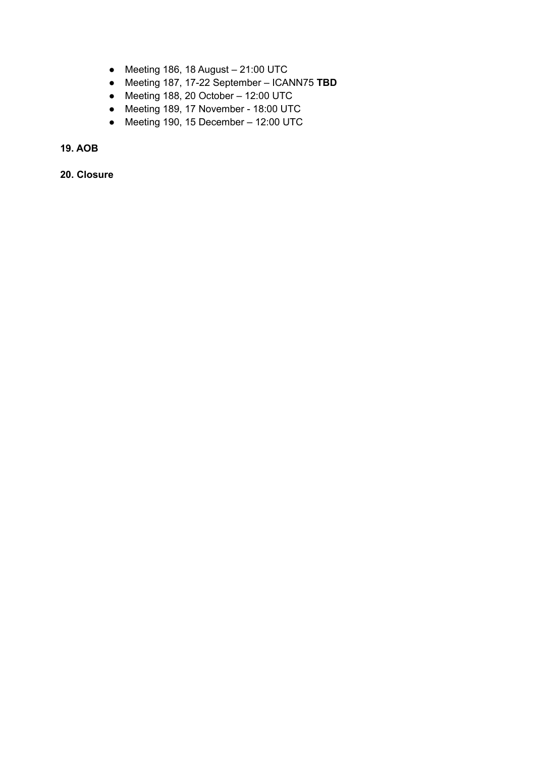- Meeting 186, 18 August – 21:00 UTC
- Meeting 187, 17-22 September – ICANN75 **TBD**
- Meeting 188, 20 October – 12:00 UTC
- Meeting 189, 17 November - 18:00 UTC
- Meeting 190, 15 December – 12:00 UTC

**19. AOB**

**20. Closure**